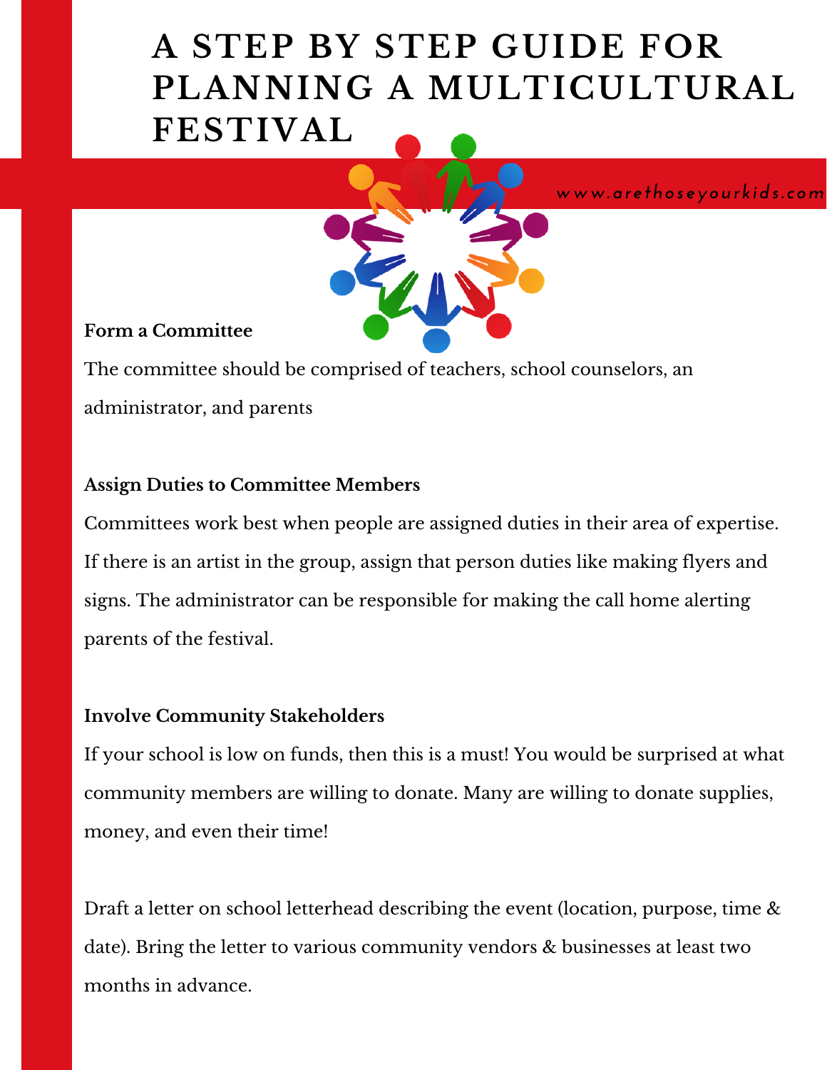# A STEP BY STEP GUIDE FOR PLANNING A MULTICULTURAL FESTIVAL

www.arethoseyourkids.com

**Form a Committee**

The committee should be comprised of teachers, school counselors, an administrator, and parents

**Assign Duties to Committee Members**

Committees work best when people are assigned duties in their area of expertise. If there is an artist in the group, assign that person duties like making flyers and signs. The administrator can be responsible for making the call home alerting parents of the festival.

**Involve Community Stakeholders**

If your school is low on funds, then this is a must! You would be surprised at what community members are willing to donate. Many are willing to donate supplies, money, and even their time!

Draft a letter on school letterhead describing the event (location, purpose, time & date). Bring the letter to various community vendors & businesses at least two months in advance.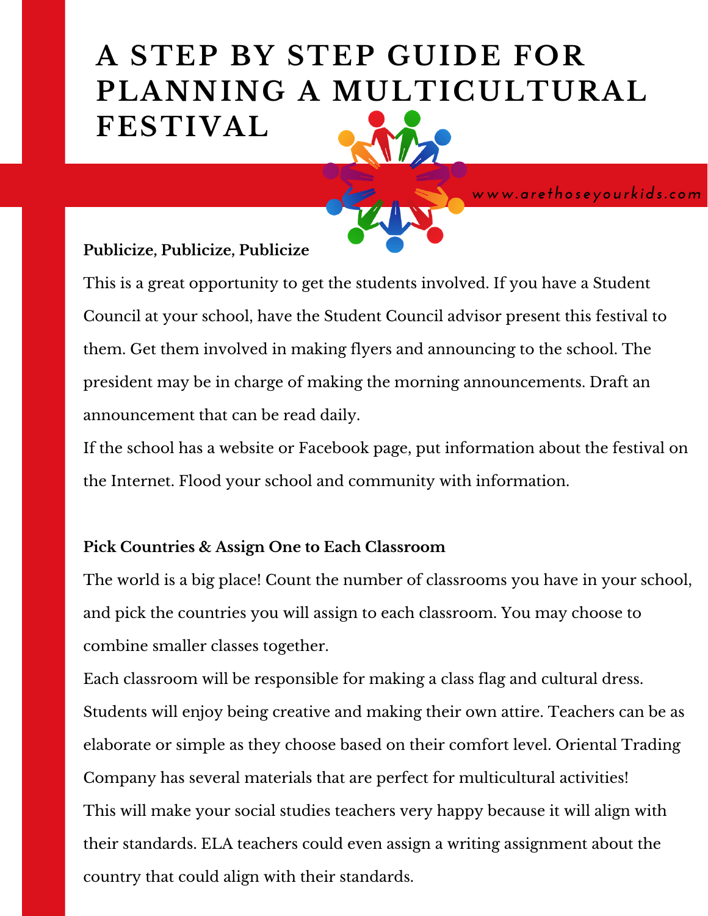# A STEP BY STEP GUIDE FOR PLANNING A MULTICULTURAL FESTIVAL

*www.arethoseyourkids.com*

**Publicize, Publicize, Publicize**

This is a great opportunity to get the students involved. If you have a Student Council at your school, have the Student Council advisor present this festival to them. Get them involved in making flyers and announcing to the school. The president may be in charge of making the morning announcements. Draft an announcement that can be read daily.

If the school has a website or Facebook page, put information about the festival on the Internet. Flood your school and community with information.

**Pick Countries & Assign One to Each Classroom**

The world is a big place! Count the number of classrooms you have in your school, and pick the countries you will assign to each classroom. You may choose to combine smaller classes together.

Each classroom will be responsible for making a class flag and cultural dress. Students will enjoy being creative and making their own attire. Teachers can be as elaborate or simple as they choose based on their comfort level. Oriental Trading Company has several materials that are perfect for multicultural activities!

This will make your social studies teachers very happy because it will align with their standards. ELA teachers could even assign a writing assignment about the country that could align with their standards.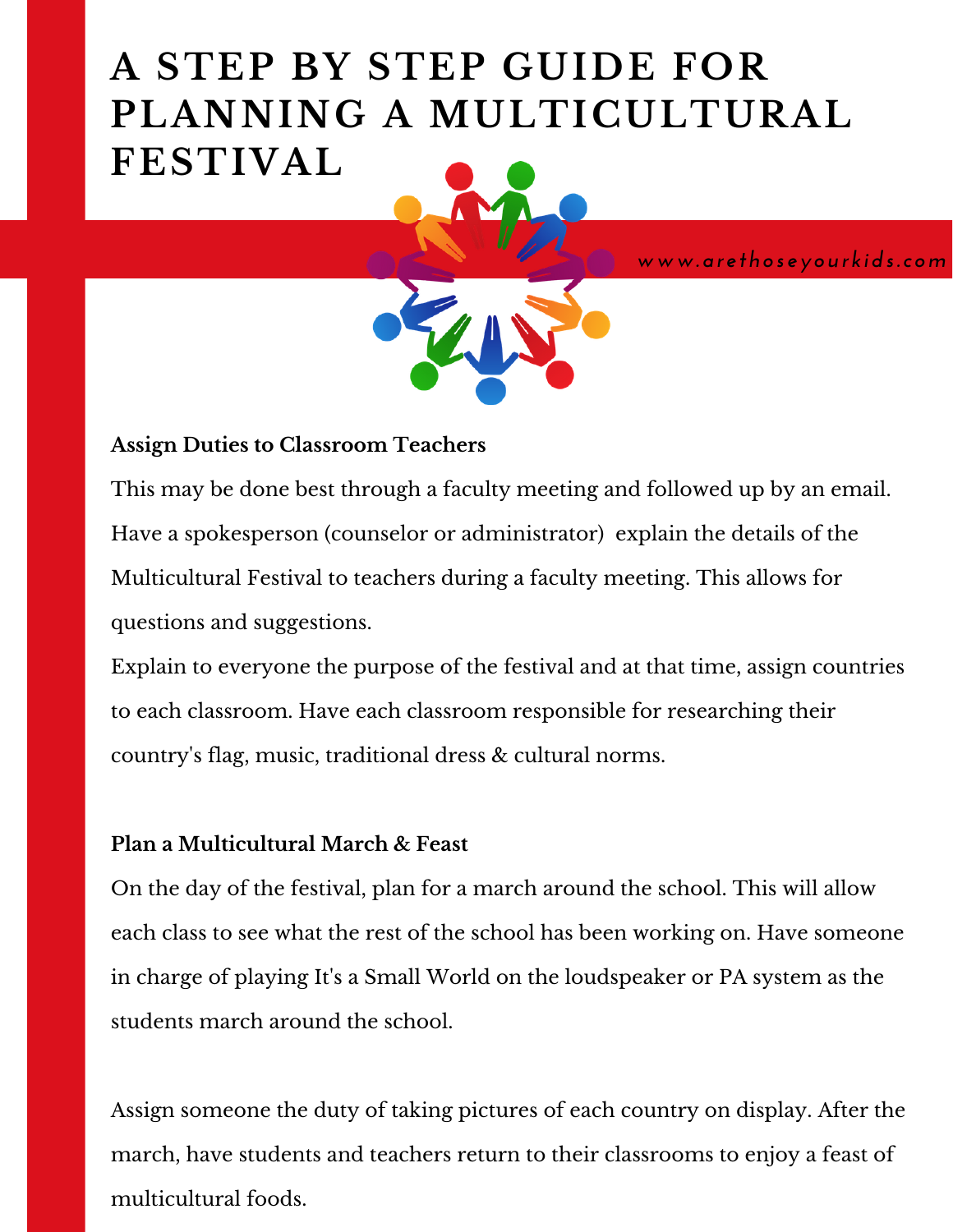# A STEP BY STEP GUIDE FOR PLANNING A MULTICULTURAL FESTIVAL

*www.arethoseyourkids.com*

**Assign Duties to Classroom Teachers**

This may be done best through a faculty meeting and followed up by an email. Have a spokesperson (counselor or administrator) explain the details of the Multicultural Festival to teachers during a faculty meeting. This allows for questions and suggestions.

Explain to everyone the purpose of the festival and at that time, assign countries to each classroom. Have each classroom responsible for researching their country's flag, music, traditional dress & cultural norms.

**Plan a Multicultural March & Feast**

On the day of the festival, plan for a march around the school. This will allow each class to see what the rest of the school has been working on. Have someone in charge of playing It's a Small World on the loudspeaker or PA system as the students march around the school.

Assign someone the duty of taking pictures of each country on display. After the march, have students and teachers return to their classrooms to enjoy a feast of multicultural foods.